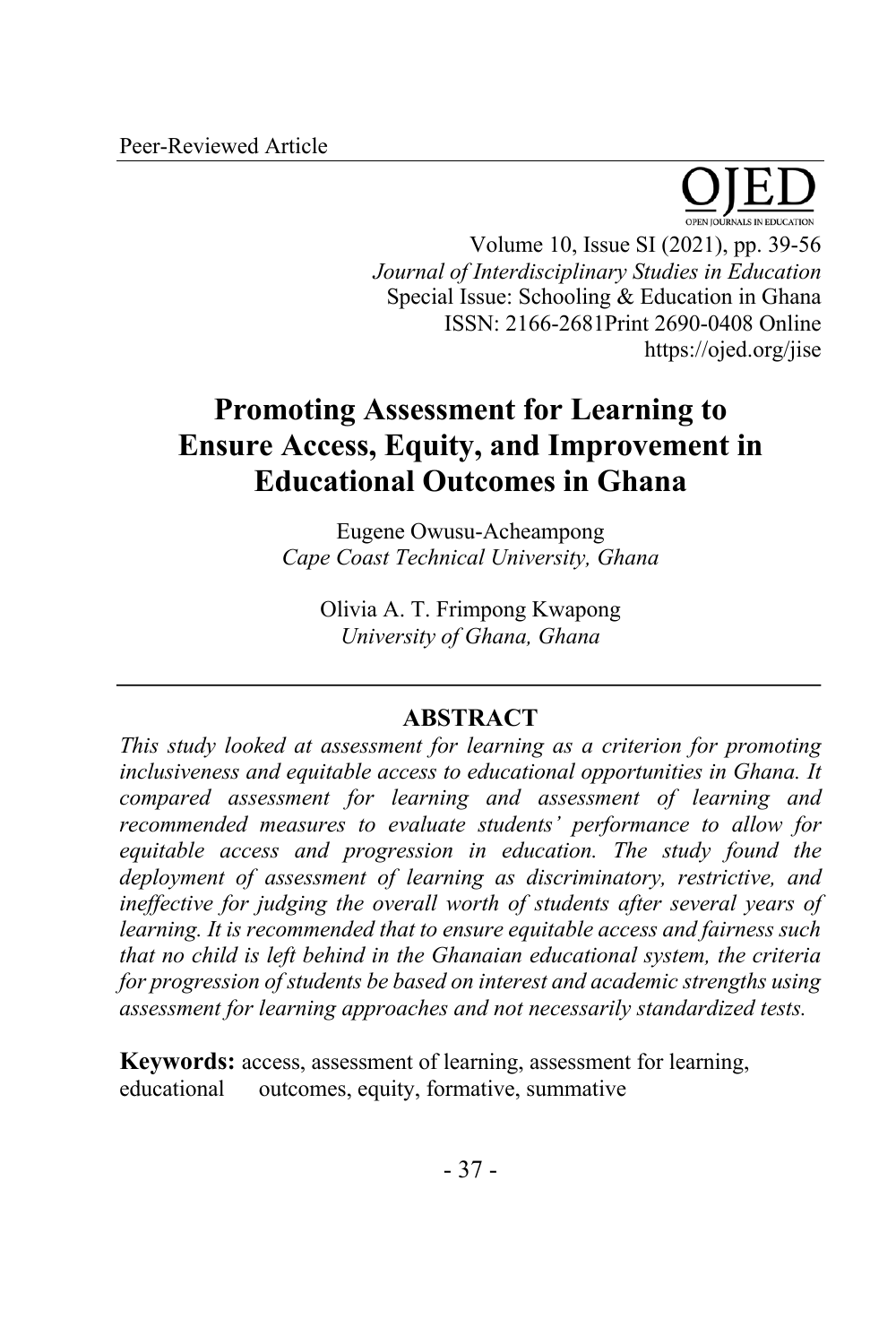Peer-Reviewed Article

# Promoting Assessment for Learning to Ensure Access, Equity, and Improvement in Educational Outcomes in Ghana

Eugene Owusu-Acheampong
*Cape Coast Technical University, Ghana*

Olivia A. T. Frimpong Kwapong
*University of Ghana, Ghana*

## ABSTRACT

*This study looked at assessment for learning as a criterion for promoting inclusiveness and equitable access to educational opportunities in Ghana. It compared assessment for learning and assessment of learning and recommended measures to evaluate students' performance to allow for equitable access and progression in education. The study found the deployment of assessment of learning as discriminatory, restrictive, and ineffective for judging the overall worth of students after several years of learning. It is recommended that to ensure equitable access and fairness such that no child is left behind in the Ghanaian educational system, the criteria for progression of students be based on interest and academic strengths using assessment for learning approaches and not necessarily standardized tests.*

**Keywords:** access, assessment of learning, assessment for learning, educational outcomes, equity, formative, summative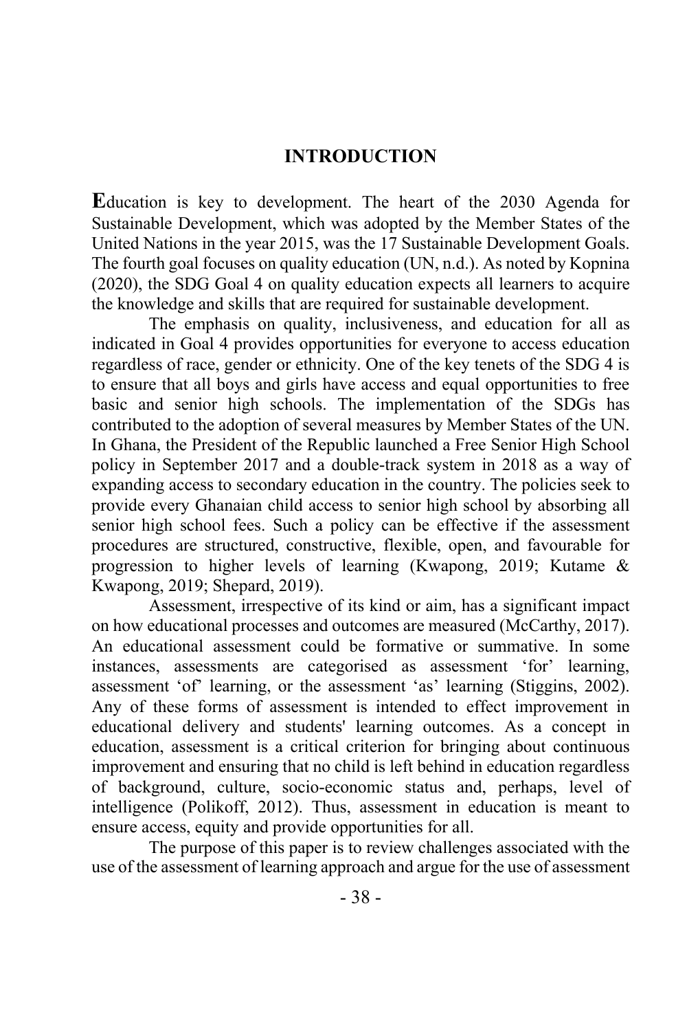## INTRODUCTION

Education is key to development. The heart of the 2030 Agenda for Sustainable Development, which was adopted by the Member States of the United Nations in the year 2015, was the 17 Sustainable Development Goals. The fourth goal focuses on quality education (UN, n.d.). As noted by Kopnina (2020), the SDG Goal 4 on quality education expects all learners to acquire the knowledge and skills that are required for sustainable development.

The emphasis on quality, inclusiveness, and education for all as indicated in Goal 4 provides opportunities for everyone to access education regardless of race, gender or ethnicity. One of the key tenets of the SDG 4 is to ensure that all boys and girls have access and equal opportunities to free basic and senior high schools. The implementation of the SDGs has contributed to the adoption of several measures by Member States of the UN. In Ghana, the President of the Republic launched a Free Senior High School policy in September 2017 and a double-track system in 2018 as a way of expanding access to secondary education in the country. The policies seek to provide every Ghanaian child access to senior high school by absorbing all senior high school fees. Such a policy can be effective if the assessment procedures are structured, constructive, flexible, open, and favourable for progression to higher levels of learning (Kwapong, 2019; Kutame & Kwapong, 2019; Shepard, 2019).

Assessment, irrespective of its kind or aim, has a significant impact on how educational processes and outcomes are measured (McCarthy, 2017). An educational assessment could be formative or summative. In some instances, assessments are categorised as assessment 'for' learning, assessment 'of' learning, or the assessment 'as' learning (Stiggins, 2002). Any of these forms of assessment is intended to effect improvement in educational delivery and students' learning outcomes. As a concept in education, assessment is a critical criterion for bringing about continuous improvement and ensuring that no child is left behind in education regardless of background, culture, socio-economic status and, perhaps, level of intelligence (Polikoff, 2012). Thus, assessment in education is meant to ensure access, equity and provide opportunities for all.

The purpose of this paper is to review challenges associated with the use of the assessment of learning approach and argue for the use of assessment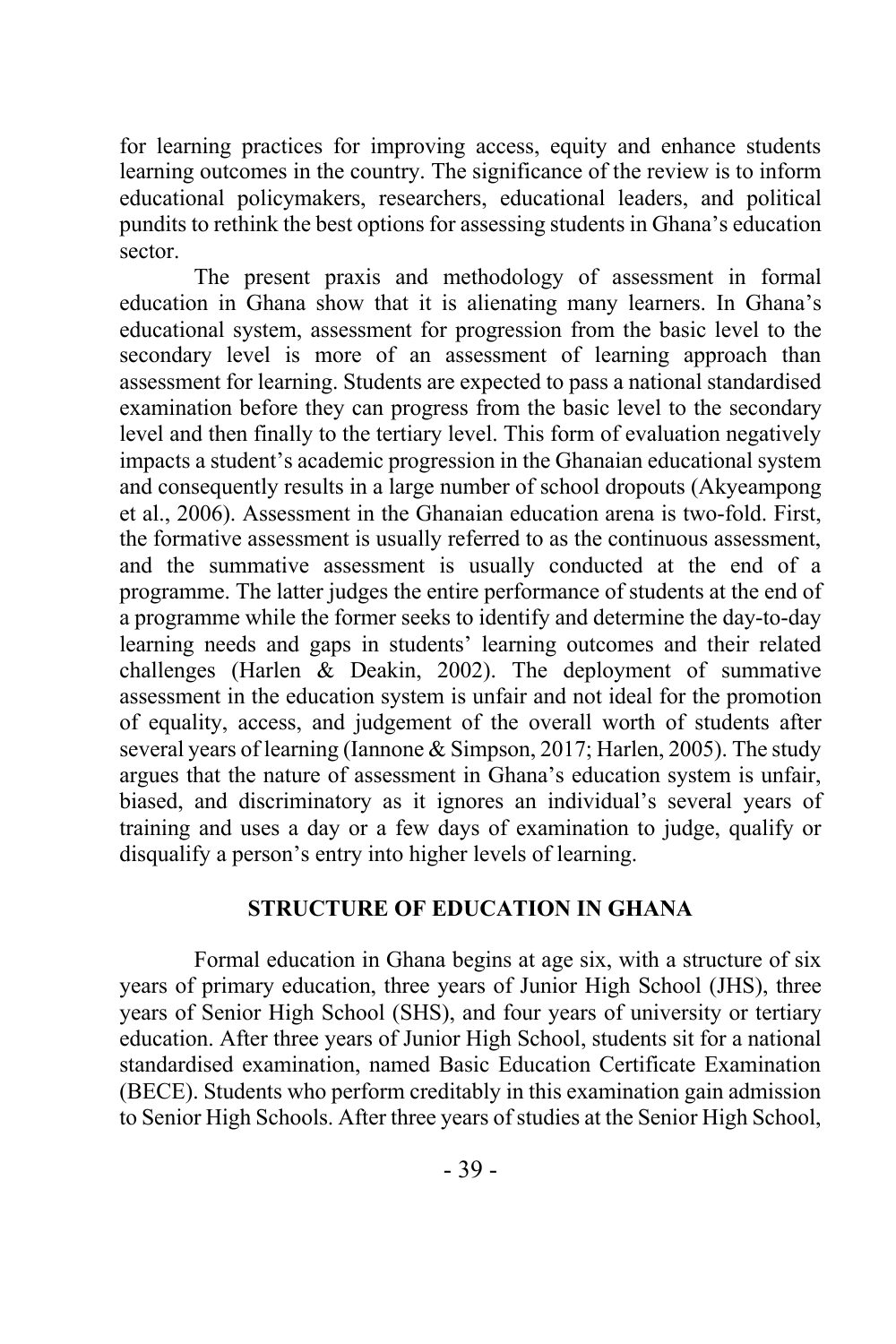for learning practices for improving access, equity and enhance students learning outcomes in the country. The significance of the review is to inform educational policymakers, researchers, educational leaders, and political pundits to rethink the best options for assessing students in Ghana's education sector.

The present praxis and methodology of assessment in formal education in Ghana show that it is alienating many learners. In Ghana's educational system, assessment for progression from the basic level to the secondary level is more of an assessment of learning approach than assessment for learning. Students are expected to pass a national standardised examination before they can progress from the basic level to the secondary level and then finally to the tertiary level. This form of evaluation negatively impacts a student's academic progression in the Ghanaian educational system and consequently results in a large number of school dropouts (Akyeampong et al., 2006). Assessment in the Ghanaian education arena is two-fold. First, the formative assessment is usually referred to as the continuous assessment, and the summative assessment is usually conducted at the end of a programme. The latter judges the entire performance of students at the end of a programme while the former seeks to identify and determine the day-to-day learning needs and gaps in students' learning outcomes and their related challenges (Harlen & Deakin, 2002). The deployment of summative assessment in the education system is unfair and not ideal for the promotion of equality, access, and judgement of the overall worth of students after several years of learning (Iannone & Simpson, 2017; Harlen, 2005). The study argues that the nature of assessment in Ghana's education system is unfair, biased, and discriminatory as it ignores an individual's several years of training and uses a day or a few days of examination to judge, qualify or disqualify a person's entry into higher levels of learning.

## STRUCTURE OF EDUCATION IN GHANA

Formal education in Ghana begins at age six, with a structure of six years of primary education, three years of Junior High School (JHS), three years of Senior High School (SHS), and four years of university or tertiary education. After three years of Junior High School, students sit for a national standardised examination, named Basic Education Certificate Examination (BECE). Students who perform creditably in this examination gain admission to Senior High Schools. After three years of studies at the Senior High School,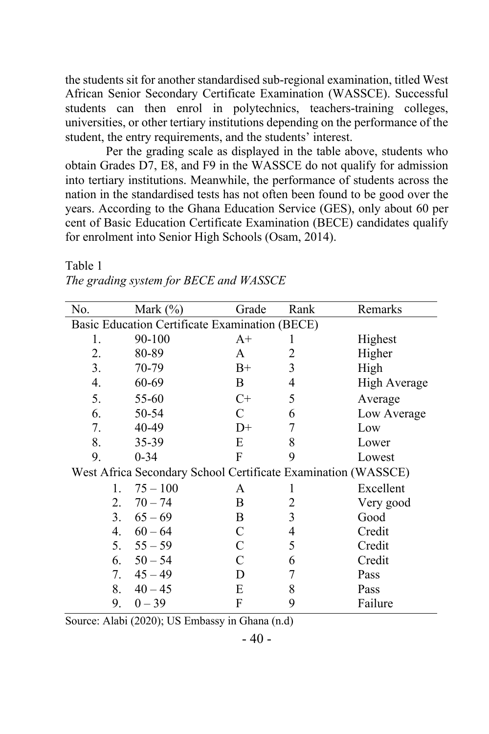the students sit for another standardised sub-regional examination, titled West African Senior Secondary Certificate Examination (WASSCE). Successful students can then enrol in polytechnics, teachers-training colleges, universities, or other tertiary institutions depending on the performance of the student, the entry requirements, and the students' interest.

Per the grading scale as displayed in the table above, students who obtain Grades D7, E8, and F9 in the WASSCE do not qualify for admission into tertiary institutions. Meanwhile, the performance of students across the nation in the standardised tests has not often been found to be good over the years. According to the Ghana Education Service (GES), only about 60 per cent of Basic Education Certificate Examination (BECE) candidates qualify for enrolment into Senior High Schools (Osam, 2014).

Table 1
*The grading system for BECE and WASSCE*

| No. | Mark (%) | Grade | Rank | Remarks |
|---|---|---|---|---|
| Basic Education Certificate Examination (BECE) | | | | |
| 1. | 90-100 | A+ | 1 | Highest |
| 2. | 80-89 | A | 2 | Higher |
| 3. | 70-79 | B+ | 3 | High |
| 4. | 60-69 | B | 4 | High Average |
| 5. | 55-60 | C+ | 5 | Average |
| 6. | 50-54 | C | 6 | Low Average |
| 7. | 40-49 | D+ | 7 | Low |
| 8. | 35-39 | E | 8 | Lower |
| 9. | 0-34 | F | 9 | Lowest |
| West Africa Secondary School Certificate Examination (WASSCE) | | | | |
| 1. | 75 – 100 | A | 1 | Excellent |
| 2. | 70 – 74 | B | 2 | Very good |
| 3. | 65 – 69 | B | 3 | Good |
| 4. | 60 – 64 | C | 4 | Credit |
| 5. | 55 – 59 | C | 5 | Credit |
| 6. | 50 – 54 | C | 6 | Credit |
| 7. | 45 – 49 | D | 7 | Pass |
| 8. | 40 – 45 | E | 8 | Pass |
| 9. | 0 – 39 | F | 9 | Failure |

Source: Alabi (2020); US Embassy in Ghana (n.d)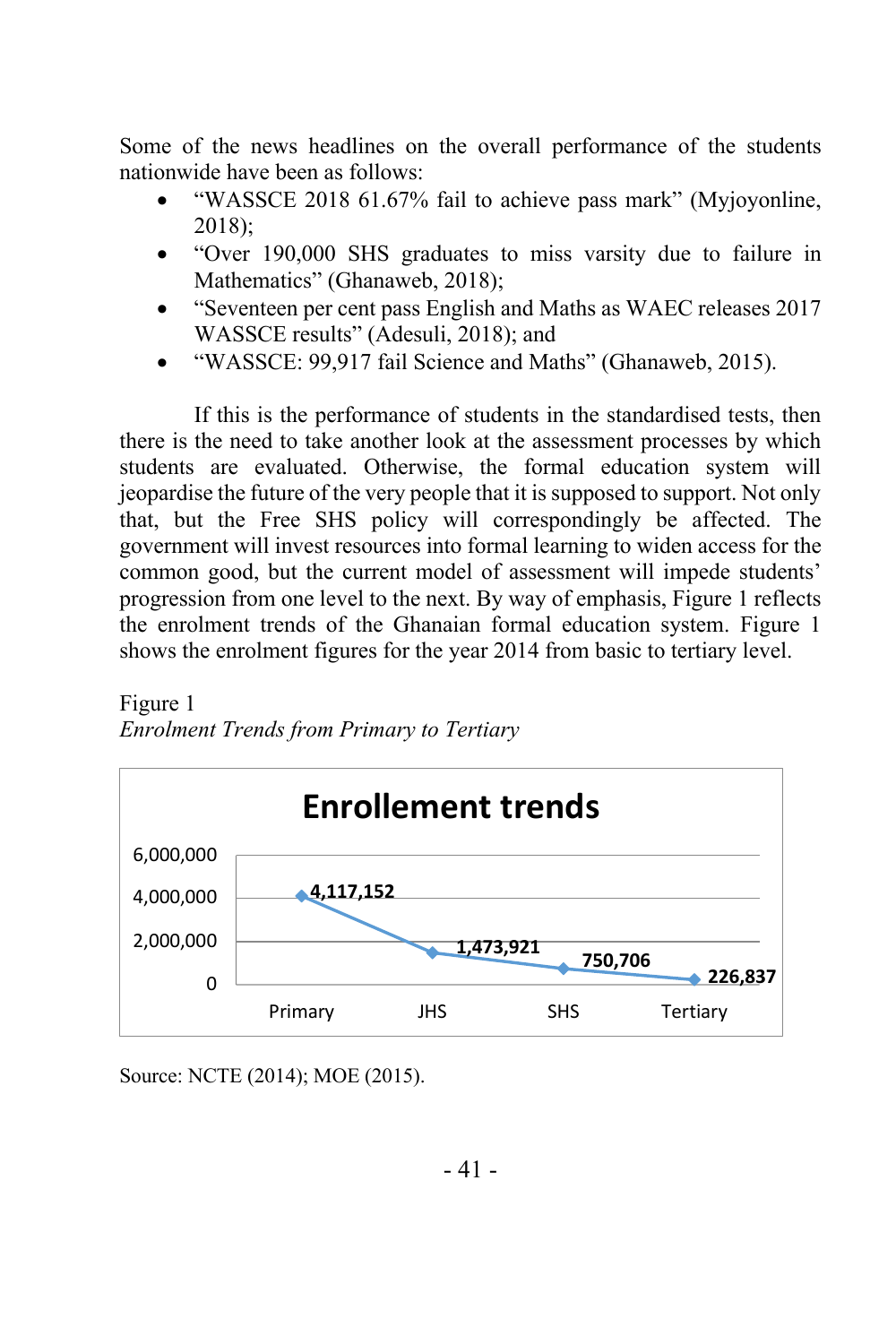Some of the news headlines on the overall performance of the students nationwide have been as follows:

- "WASSCE 2018 61.67% fail to achieve pass mark" (Myjoyonline, 2018);
- "Over 190,000 SHS graduates to miss varsity due to failure in Mathematics" (Ghanaweb, 2018);
- "Seventeen per cent pass English and Maths as WAEC releases 2017 WASSCE results" (Adesuli, 2018); and
- "WASSCE: 99,917 fail Science and Maths" (Ghanaweb, 2015).

If this is the performance of students in the standardised tests, then there is the need to take another look at the assessment processes by which students are evaluated. Otherwise, the formal education system will jeopardise the future of the very people that it is supposed to support. Not only that, but the Free SHS policy will correspondingly be affected. The government will invest resources into formal learning to widen access for the common good, but the current model of assessment will impede students' progression from one level to the next. By way of emphasis, Figure 1 reflects the enrolment trends of the Ghanaian formal education system. Figure 1 shows the enrolment figures for the year 2014 from basic to tertiary level.

Figure 1

*Enrolment Trends from Primary to Tertiary*

**Enrollement trends**

| Level | Enrolment |
|---|---|
| Primary | 4,117,152 |
| JHS | 1,473,921 |
| SHS | 750,706 |
| Tertiary | 226,837 |

Source: NCTE (2014); MOE (2015).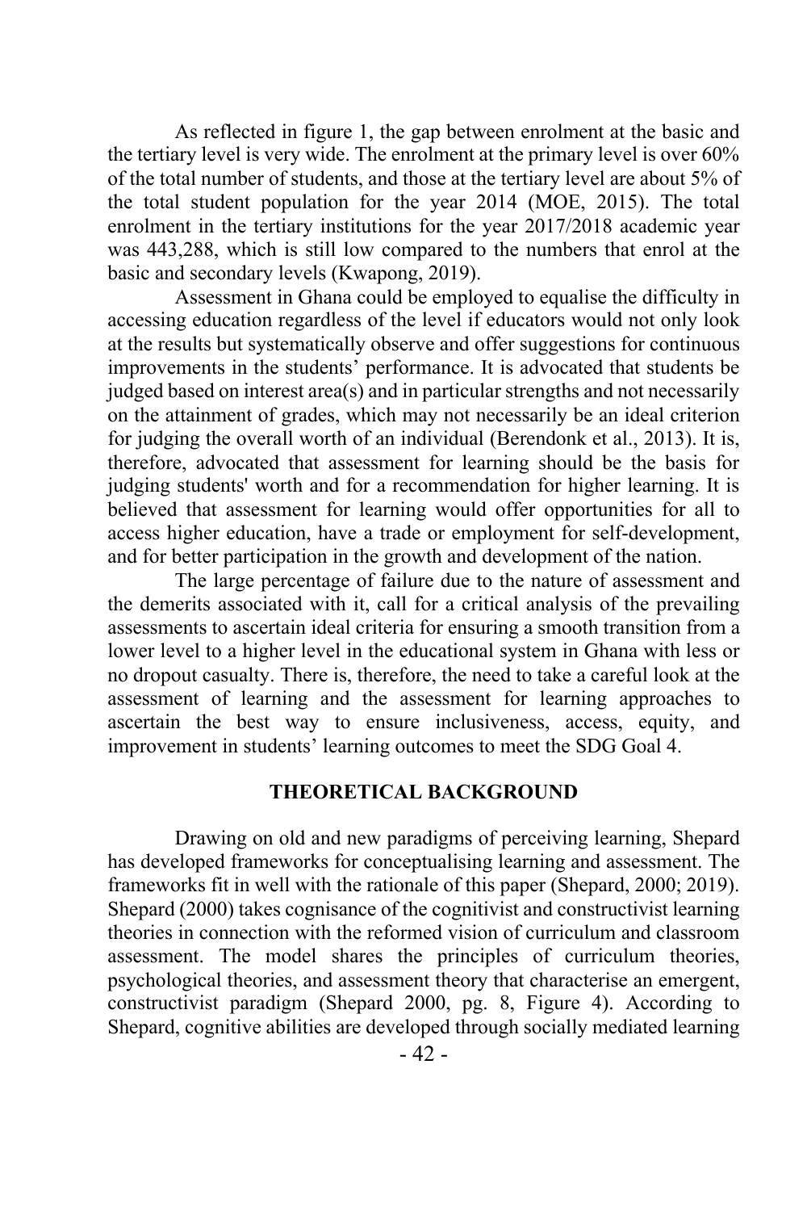As reflected in figure 1, the gap between enrolment at the basic and the tertiary level is very wide. The enrolment at the primary level is over 60% of the total number of students, and those at the tertiary level are about 5% of the total student population for the year 2014 (MOE, 2015). The total enrolment in the tertiary institutions for the year 2017/2018 academic year was 443,288, which is still low compared to the numbers that enrol at the basic and secondary levels (Kwapong, 2019).

Assessment in Ghana could be employed to equalise the difficulty in accessing education regardless of the level if educators would not only look at the results but systematically observe and offer suggestions for continuous improvements in the students' performance. It is advocated that students be judged based on interest area(s) and in particular strengths and not necessarily on the attainment of grades, which may not necessarily be an ideal criterion for judging the overall worth of an individual (Berendonk et al., 2013). It is, therefore, advocated that assessment for learning should be the basis for judging students' worth and for a recommendation for higher learning. It is believed that assessment for learning would offer opportunities for all to access higher education, have a trade or employment for self-development, and for better participation in the growth and development of the nation.

The large percentage of failure due to the nature of assessment and the demerits associated with it, call for a critical analysis of the prevailing assessments to ascertain ideal criteria for ensuring a smooth transition from a lower level to a higher level in the educational system in Ghana with less or no dropout casualty. There is, therefore, the need to take a careful look at the assessment of learning and the assessment for learning approaches to ascertain the best way to ensure inclusiveness, access, equity, and improvement in students' learning outcomes to meet the SDG Goal 4.

## THEORETICAL BACKGROUND

Drawing on old and new paradigms of perceiving learning, Shepard has developed frameworks for conceptualising learning and assessment. The frameworks fit in well with the rationale of this paper (Shepard, 2000; 2019). Shepard (2000) takes cognisance of the cognitivist and constructivist learning theories in connection with the reformed vision of curriculum and classroom assessment. The model shares the principles of curriculum theories, psychological theories, and assessment theory that characterise an emergent, constructivist paradigm (Shepard 2000, pg. 8, Figure 4). According to Shepard, cognitive abilities are developed through socially mediated learning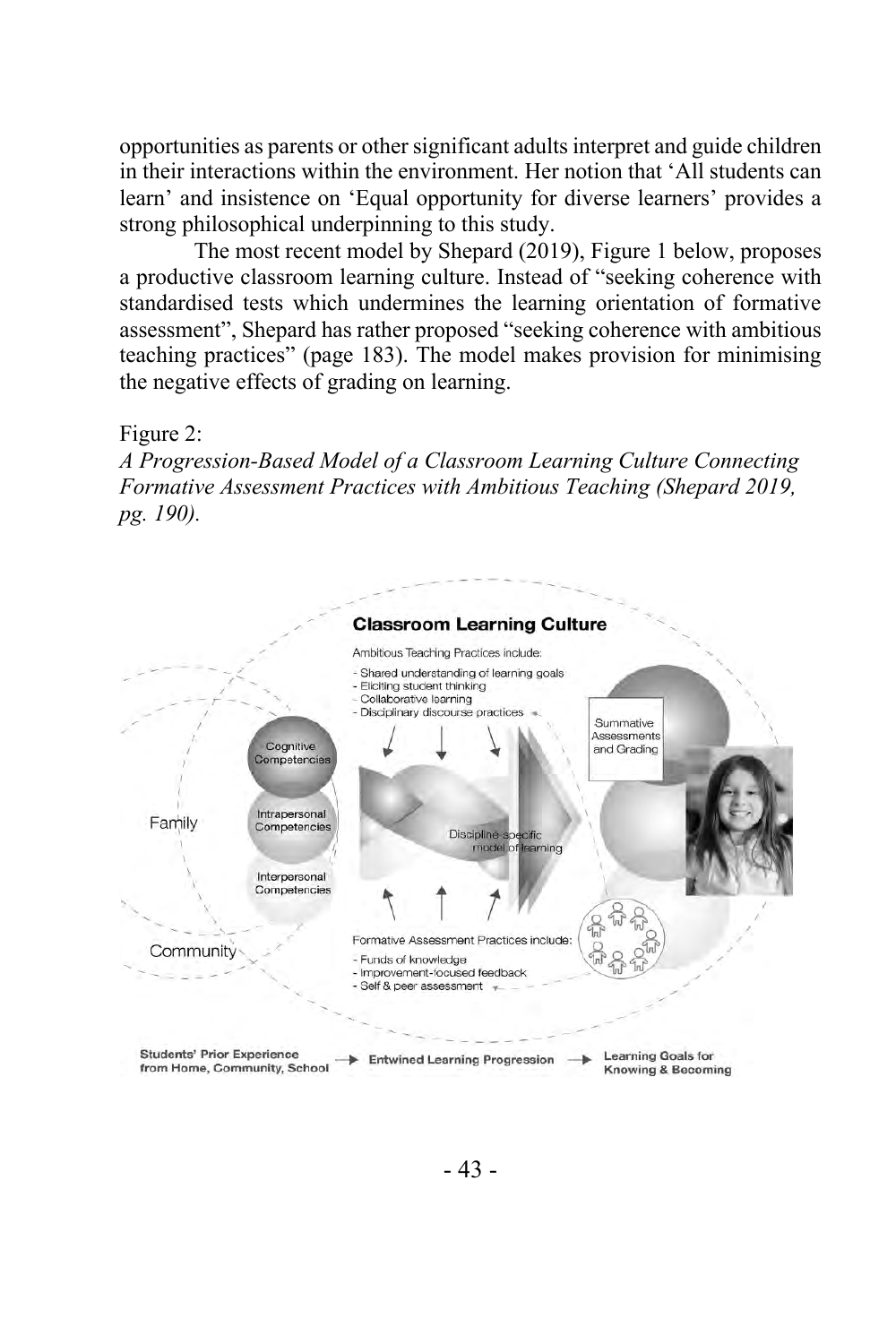opportunities as parents or other significant adults interpret and guide children in their interactions within the environment. Her notion that 'All students can learn' and insistence on 'Equal opportunity for diverse learners' provides a strong philosophical underpinning to this study.

The most recent model by Shepard (2019), Figure 1 below, proposes a productive classroom learning culture. Instead of "seeking coherence with standardised tests which undermines the learning orientation of formative assessment", Shepard has rather proposed "seeking coherence with ambitious teaching practices" (page 183). The model makes provision for minimising the negative effects of grading on learning.

Figure 2:
*A Progression-Based Model of a Classroom Learning Culture Connecting Formative Assessment Practices with Ambitious Teaching (Shepard 2019, pg. 190).*

**Classroom Learning Culture**

Ambitious Teaching Practices include:
- Shared understanding of learning goals
- Eliciting student thinking
- Collaborative learning
- Disciplinary discourse practices

Cognitive Competencies

Intrapersonal Competencies

Interpersonal Competencies

Family

Community

Discipline-specific model of learning

Summative Assessments and Grading

Formative Assessment Practices include:
- Funds of knowledge
- Improvement-focused feedback
- Self & peer assessment

**Students' Prior Experience from Home, Community, School** → **Entwined Learning Progression** → **Learning Goals for Knowing & Becoming**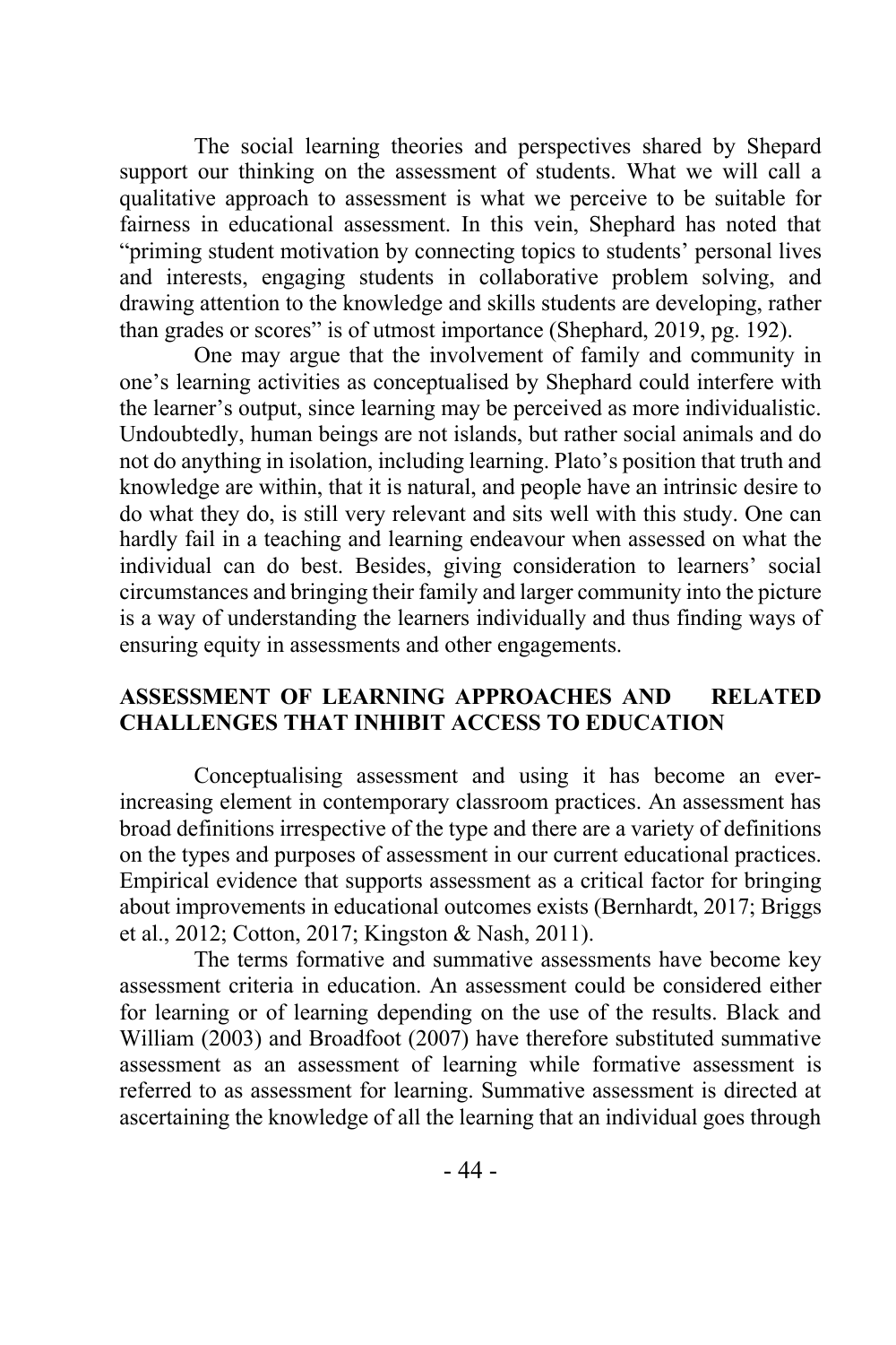The social learning theories and perspectives shared by Shepard support our thinking on the assessment of students. What we will call a qualitative approach to assessment is what we perceive to be suitable for fairness in educational assessment. In this vein, Shephard has noted that "priming student motivation by connecting topics to students' personal lives and interests, engaging students in collaborative problem solving, and drawing attention to the knowledge and skills students are developing, rather than grades or scores" is of utmost importance (Shephard, 2019, pg. 192).

One may argue that the involvement of family and community in one's learning activities as conceptualised by Shephard could interfere with the learner's output, since learning may be perceived as more individualistic. Undoubtedly, human beings are not islands, but rather social animals and do not do anything in isolation, including learning. Plato's position that truth and knowledge are within, that it is natural, and people have an intrinsic desire to do what they do, is still very relevant and sits well with this study. One can hardly fail in a teaching and learning endeavour when assessed on what the individual can do best. Besides, giving consideration to learners' social circumstances and bringing their family and larger community into the picture is a way of understanding the learners individually and thus finding ways of ensuring equity in assessments and other engagements.

## ASSESSMENT OF LEARNING APPROACHES AND RELATED CHALLENGES THAT INHIBIT ACCESS TO EDUCATION

Conceptualising assessment and using it has become an ever-increasing element in contemporary classroom practices. An assessment has broad definitions irrespective of the type and there are a variety of definitions on the types and purposes of assessment in our current educational practices. Empirical evidence that supports assessment as a critical factor for bringing about improvements in educational outcomes exists (Bernhardt, 2017; Briggs et al., 2012; Cotton, 2017; Kingston & Nash, 2011).

The terms formative and summative assessments have become key assessment criteria in education. An assessment could be considered either for learning or of learning depending on the use of the results. Black and William (2003) and Broadfoot (2007) have therefore substituted summative assessment as an assessment of learning while formative assessment is referred to as assessment for learning. Summative assessment is directed at ascertaining the knowledge of all the learning that an individual goes through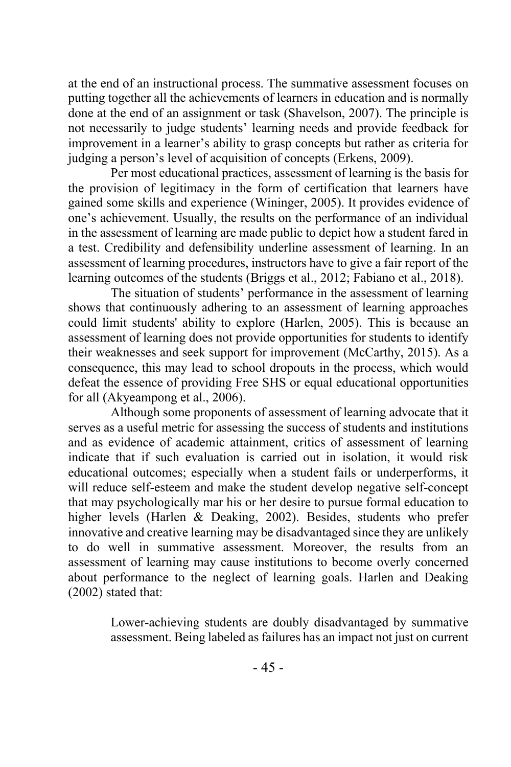at the end of an instructional process. The summative assessment focuses on putting together all the achievements of learners in education and is normally done at the end of an assignment or task (Shavelson, 2007). The principle is not necessarily to judge students' learning needs and provide feedback for improvement in a learner's ability to grasp concepts but rather as criteria for judging a person's level of acquisition of concepts (Erkens, 2009).

Per most educational practices, assessment of learning is the basis for the provision of legitimacy in the form of certification that learners have gained some skills and experience (Wininger, 2005). It provides evidence of one's achievement. Usually, the results on the performance of an individual in the assessment of learning are made public to depict how a student fared in a test. Credibility and defensibility underline assessment of learning. In an assessment of learning procedures, instructors have to give a fair report of the learning outcomes of the students (Briggs et al., 2012; Fabiano et al., 2018).

The situation of students' performance in the assessment of learning shows that continuously adhering to an assessment of learning approaches could limit students' ability to explore (Harlen, 2005). This is because an assessment of learning does not provide opportunities for students to identify their weaknesses and seek support for improvement (McCarthy, 2015). As a consequence, this may lead to school dropouts in the process, which would defeat the essence of providing Free SHS or equal educational opportunities for all (Akyeampong et al., 2006).

Although some proponents of assessment of learning advocate that it serves as a useful metric for assessing the success of students and institutions and as evidence of academic attainment, critics of assessment of learning indicate that if such evaluation is carried out in isolation, it would risk educational outcomes; especially when a student fails or underperforms, it will reduce self-esteem and make the student develop negative self-concept that may psychologically mar his or her desire to pursue formal education to higher levels (Harlen & Deaking, 2002). Besides, students who prefer innovative and creative learning may be disadvantaged since they are unlikely to do well in summative assessment. Moreover, the results from an assessment of learning may cause institutions to become overly concerned about performance to the neglect of learning goals. Harlen and Deaking (2002) stated that:

> Lower-achieving students are doubly disadvantaged by summative assessment. Being labeled as failures has an impact not just on current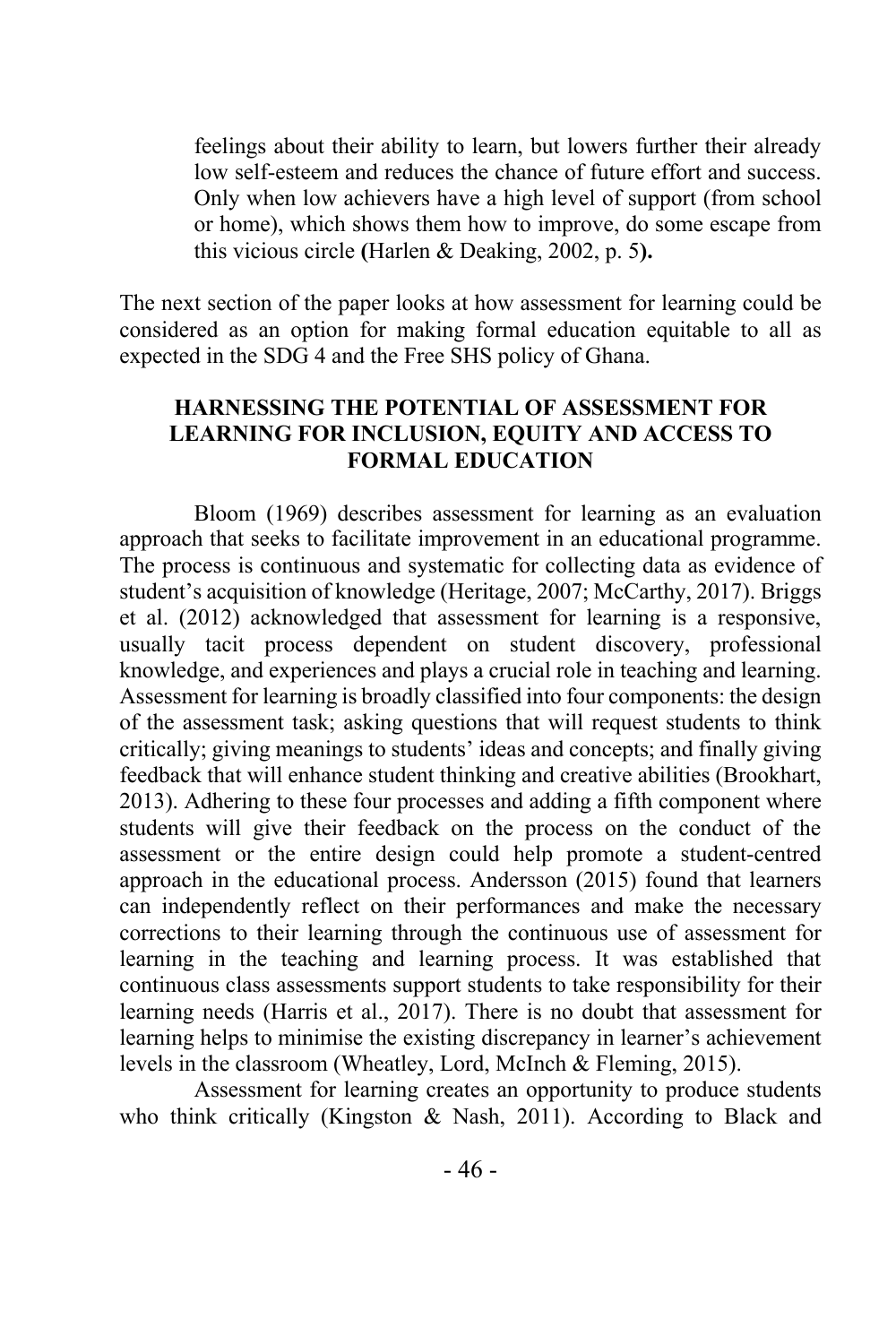> feelings about their ability to learn, but lowers further their already low self-esteem and reduces the chance of future effort and success. Only when low achievers have a high level of support (from school or home), which shows them how to improve, do some escape from this vicious circle **(**Harlen & Deaking, 2002, p. 5**).**

The next section of the paper looks at how assessment for learning could be considered as an option for making formal education equitable to all as expected in the SDG 4 and the Free SHS policy of Ghana.

## HARNESSING THE POTENTIAL OF ASSESSMENT FOR LEARNING FOR INCLUSION, EQUITY AND ACCESS TO FORMAL EDUCATION

Bloom (1969) describes assessment for learning as an evaluation approach that seeks to facilitate improvement in an educational programme. The process is continuous and systematic for collecting data as evidence of student's acquisition of knowledge (Heritage, 2007; McCarthy, 2017). Briggs et al. (2012) acknowledged that assessment for learning is a responsive, usually tacit process dependent on student discovery, professional knowledge, and experiences and plays a crucial role in teaching and learning. Assessment for learning is broadly classified into four components: the design of the assessment task; asking questions that will request students to think critically; giving meanings to students' ideas and concepts; and finally giving feedback that will enhance student thinking and creative abilities (Brookhart, 2013). Adhering to these four processes and adding a fifth component where students will give their feedback on the process on the conduct of the assessment or the entire design could help promote a student-centred approach in the educational process. Andersson (2015) found that learners can independently reflect on their performances and make the necessary corrections to their learning through the continuous use of assessment for learning in the teaching and learning process. It was established that continuous class assessments support students to take responsibility for their learning needs (Harris et al., 2017). There is no doubt that assessment for learning helps to minimise the existing discrepancy in learner's achievement levels in the classroom (Wheatley, Lord, McInch & Fleming, 2015).

Assessment for learning creates an opportunity to produce students who think critically (Kingston & Nash, 2011). According to Black and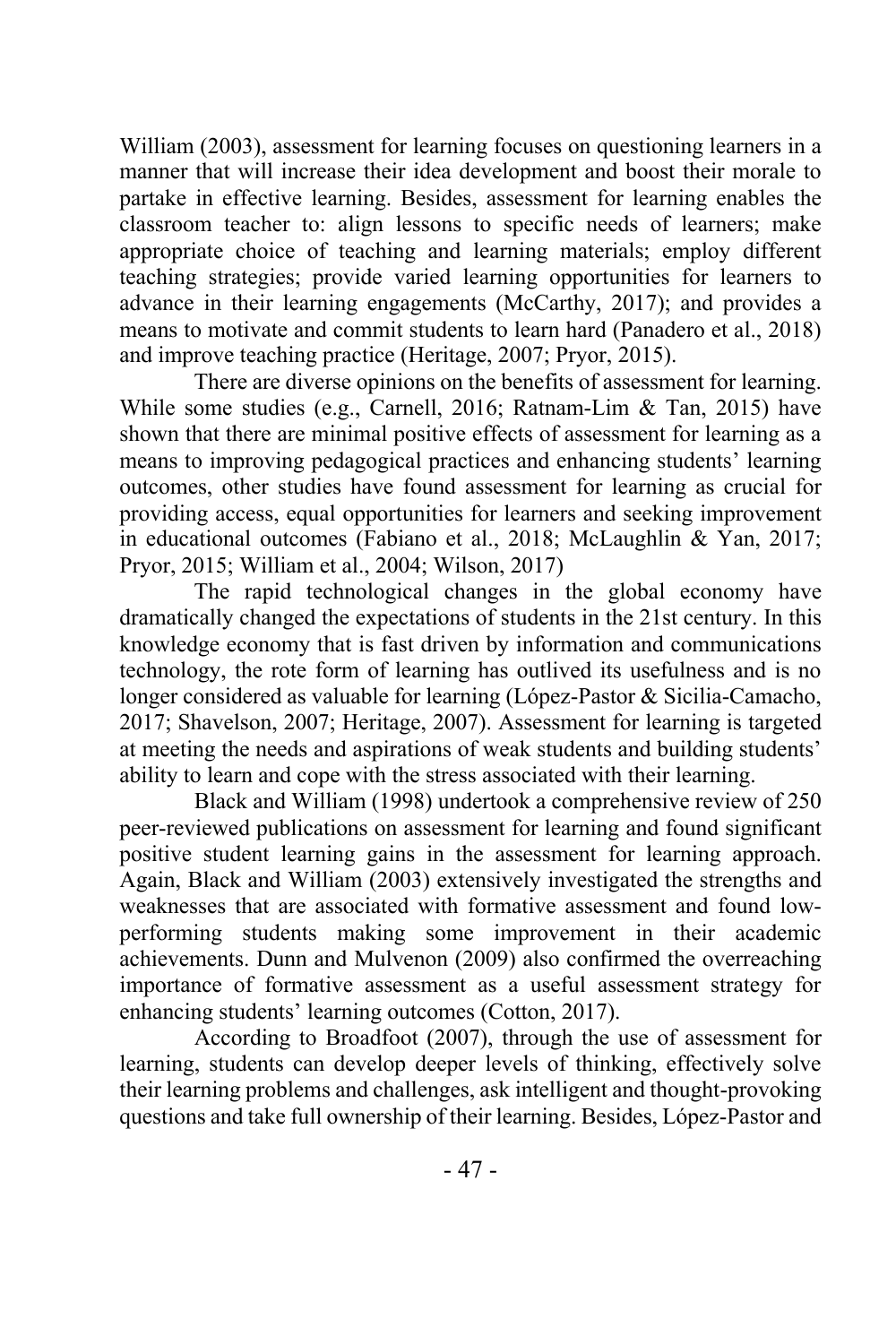William (2003), assessment for learning focuses on questioning learners in a manner that will increase their idea development and boost their morale to partake in effective learning. Besides, assessment for learning enables the classroom teacher to: align lessons to specific needs of learners; make appropriate choice of teaching and learning materials; employ different teaching strategies; provide varied learning opportunities for learners to advance in their learning engagements (McCarthy, 2017); and provides a means to motivate and commit students to learn hard (Panadero et al., 2018) and improve teaching practice (Heritage, 2007; Pryor, 2015).

There are diverse opinions on the benefits of assessment for learning. While some studies (e.g., Carnell, 2016; Ratnam-Lim & Tan, 2015) have shown that there are minimal positive effects of assessment for learning as a means to improving pedagogical practices and enhancing students' learning outcomes, other studies have found assessment for learning as crucial for providing access, equal opportunities for learners and seeking improvement in educational outcomes (Fabiano et al., 2018; McLaughlin & Yan, 2017; Pryor, 2015; William et al., 2004; Wilson, 2017)

The rapid technological changes in the global economy have dramatically changed the expectations of students in the 21st century. In this knowledge economy that is fast driven by information and communications technology, the rote form of learning has outlived its usefulness and is no longer considered as valuable for learning (López-Pastor & Sicilia-Camacho, 2017; Shavelson, 2007; Heritage, 2007). Assessment for learning is targeted at meeting the needs and aspirations of weak students and building students' ability to learn and cope with the stress associated with their learning.

Black and William (1998) undertook a comprehensive review of 250 peer-reviewed publications on assessment for learning and found significant positive student learning gains in the assessment for learning approach. Again, Black and William (2003) extensively investigated the strengths and weaknesses that are associated with formative assessment and found low-performing students making some improvement in their academic achievements. Dunn and Mulvenon (2009) also confirmed the overreaching importance of formative assessment as a useful assessment strategy for enhancing students' learning outcomes (Cotton, 2017).

According to Broadfoot (2007), through the use of assessment for learning, students can develop deeper levels of thinking, effectively solve their learning problems and challenges, ask intelligent and thought-provoking questions and take full ownership of their learning. Besides, López-Pastor and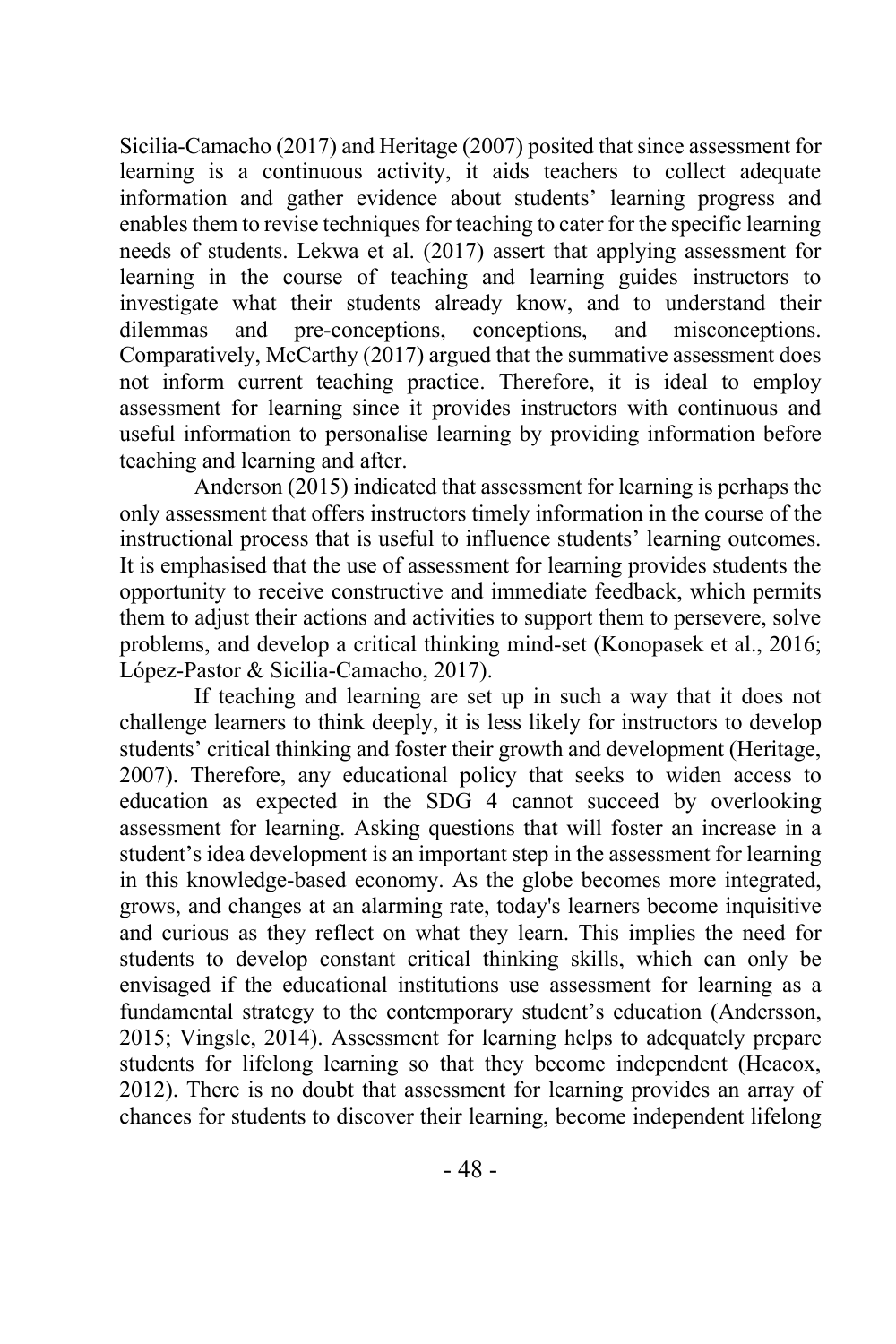Sicilia-Camacho (2017) and Heritage (2007) posited that since assessment for learning is a continuous activity, it aids teachers to collect adequate information and gather evidence about students' learning progress and enables them to revise techniques for teaching to cater for the specific learning needs of students. Lekwa et al. (2017) assert that applying assessment for learning in the course of teaching and learning guides instructors to investigate what their students already know, and to understand their dilemmas and pre-conceptions, conceptions, and misconceptions. Comparatively, McCarthy (2017) argued that the summative assessment does not inform current teaching practice. Therefore, it is ideal to employ assessment for learning since it provides instructors with continuous and useful information to personalise learning by providing information before teaching and learning and after.

Anderson (2015) indicated that assessment for learning is perhaps the only assessment that offers instructors timely information in the course of the instructional process that is useful to influence students' learning outcomes. It is emphasised that the use of assessment for learning provides students the opportunity to receive constructive and immediate feedback, which permits them to adjust their actions and activities to support them to persevere, solve problems, and develop a critical thinking mind-set (Konopasek et al., 2016; López-Pastor & Sicilia-Camacho, 2017).

If teaching and learning are set up in such a way that it does not challenge learners to think deeply, it is less likely for instructors to develop students' critical thinking and foster their growth and development (Heritage, 2007). Therefore, any educational policy that seeks to widen access to education as expected in the SDG 4 cannot succeed by overlooking assessment for learning. Asking questions that will foster an increase in a student's idea development is an important step in the assessment for learning in this knowledge-based economy. As the globe becomes more integrated, grows, and changes at an alarming rate, today's learners become inquisitive and curious as they reflect on what they learn. This implies the need for students to develop constant critical thinking skills, which can only be envisaged if the educational institutions use assessment for learning as a fundamental strategy to the contemporary student's education (Andersson, 2015; Vingsle, 2014). Assessment for learning helps to adequately prepare students for lifelong learning so that they become independent (Heacox, 2012). There is no doubt that assessment for learning provides an array of chances for students to discover their learning, become independent lifelong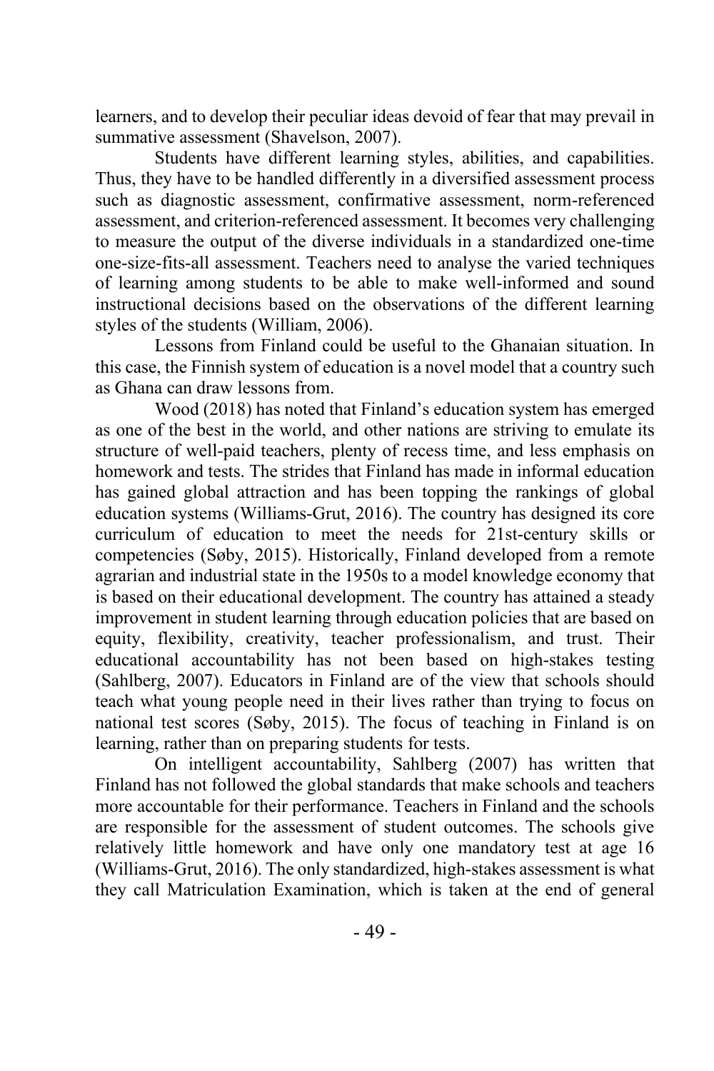learners, and to develop their peculiar ideas devoid of fear that may prevail in summative assessment (Shavelson, 2007).

Students have different learning styles, abilities, and capabilities. Thus, they have to be handled differently in a diversified assessment process such as diagnostic assessment, confirmative assessment, norm-referenced assessment, and criterion-referenced assessment. It becomes very challenging to measure the output of the diverse individuals in a standardized one-time one-size-fits-all assessment. Teachers need to analyse the varied techniques of learning among students to be able to make well-informed and sound instructional decisions based on the observations of the different learning styles of the students (William, 2006).

Lessons from Finland could be useful to the Ghanaian situation. In this case, the Finnish system of education is a novel model that a country such as Ghana can draw lessons from.

Wood (2018) has noted that Finland's education system has emerged as one of the best in the world, and other nations are striving to emulate its structure of well-paid teachers, plenty of recess time, and less emphasis on homework and tests. The strides that Finland has made in informal education has gained global attraction and has been topping the rankings of global education systems (Williams-Grut, 2016). The country has designed its core curriculum of education to meet the needs for 21st-century skills or competencies (Søby, 2015). Historically, Finland developed from a remote agrarian and industrial state in the 1950s to a model knowledge economy that is based on their educational development. The country has attained a steady improvement in student learning through education policies that are based on equity, flexibility, creativity, teacher professionalism, and trust. Their educational accountability has not been based on high-stakes testing (Sahlberg, 2007). Educators in Finland are of the view that schools should teach what young people need in their lives rather than trying to focus on national test scores (Søby, 2015). The focus of teaching in Finland is on learning, rather than on preparing students for tests.

On intelligent accountability, Sahlberg (2007) has written that Finland has not followed the global standards that make schools and teachers more accountable for their performance. Teachers in Finland and the schools are responsible for the assessment of student outcomes. The schools give relatively little homework and have only one mandatory test at age 16 (Williams-Grut, 2016). The only standardized, high-stakes assessment is what they call Matriculation Examination, which is taken at the end of general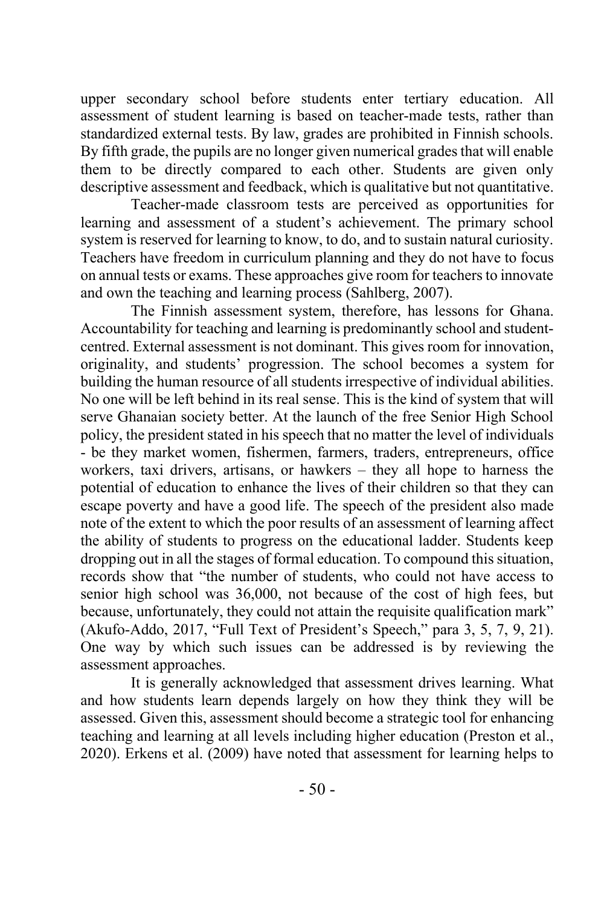upper secondary school before students enter tertiary education. All assessment of student learning is based on teacher-made tests, rather than standardized external tests. By law, grades are prohibited in Finnish schools. By fifth grade, the pupils are no longer given numerical grades that will enable them to be directly compared to each other. Students are given only descriptive assessment and feedback, which is qualitative but not quantitative.

Teacher-made classroom tests are perceived as opportunities for learning and assessment of a student's achievement. The primary school system is reserved for learning to know, to do, and to sustain natural curiosity. Teachers have freedom in curriculum planning and they do not have to focus on annual tests or exams. These approaches give room for teachers to innovate and own the teaching and learning process (Sahlberg, 2007).

The Finnish assessment system, therefore, has lessons for Ghana. Accountability for teaching and learning is predominantly school and student-centred. External assessment is not dominant. This gives room for innovation, originality, and students' progression. The school becomes a system for building the human resource of all students irrespective of individual abilities. No one will be left behind in its real sense. This is the kind of system that will serve Ghanaian society better. At the launch of the free Senior High School policy, the president stated in his speech that no matter the level of individuals - be they market women, fishermen, farmers, traders, entrepreneurs, office workers, taxi drivers, artisans, or hawkers – they all hope to harness the potential of education to enhance the lives of their children so that they can escape poverty and have a good life. The speech of the president also made note of the extent to which the poor results of an assessment of learning affect the ability of students to progress on the educational ladder. Students keep dropping out in all the stages of formal education. To compound this situation, records show that "the number of students, who could not have access to senior high school was 36,000, not because of the cost of high fees, but because, unfortunately, they could not attain the requisite qualification mark" (Akufo-Addo, 2017, "Full Text of President's Speech," para 3, 5, 7, 9, 21). One way by which such issues can be addressed is by reviewing the assessment approaches.

It is generally acknowledged that assessment drives learning. What and how students learn depends largely on how they think they will be assessed. Given this, assessment should become a strategic tool for enhancing teaching and learning at all levels including higher education (Preston et al., 2020). Erkens et al. (2009) have noted that assessment for learning helps to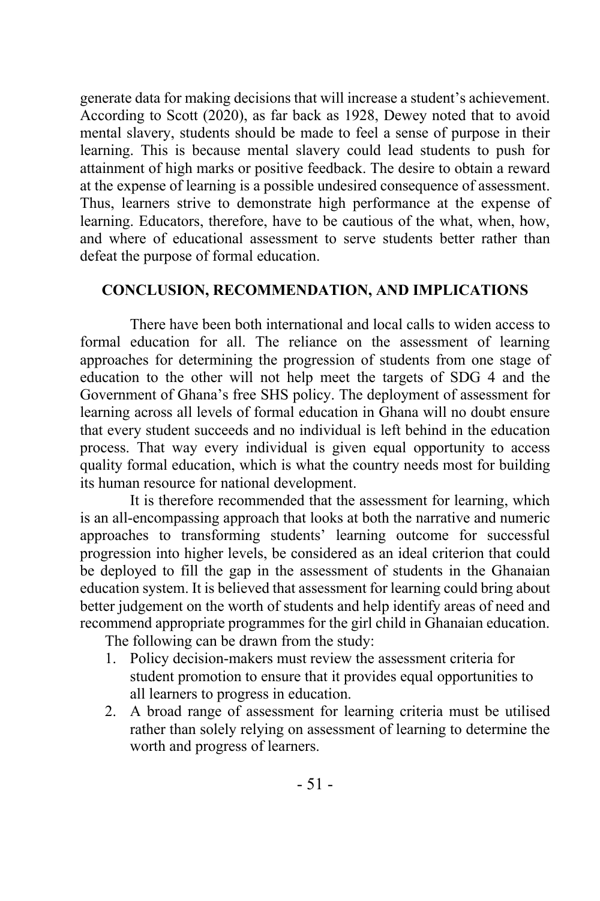generate data for making decisions that will increase a student's achievement. According to Scott (2020), as far back as 1928, Dewey noted that to avoid mental slavery, students should be made to feel a sense of purpose in their learning. This is because mental slavery could lead students to push for attainment of high marks or positive feedback. The desire to obtain a reward at the expense of learning is a possible undesired consequence of assessment. Thus, learners strive to demonstrate high performance at the expense of learning. Educators, therefore, have to be cautious of the what, when, how, and where of educational assessment to serve students better rather than defeat the purpose of formal education.

## CONCLUSION, RECOMMENDATION, AND IMPLICATIONS

There have been both international and local calls to widen access to formal education for all. The reliance on the assessment of learning approaches for determining the progression of students from one stage of education to the other will not help meet the targets of SDG 4 and the Government of Ghana's free SHS policy. The deployment of assessment for learning across all levels of formal education in Ghana will no doubt ensure that every student succeeds and no individual is left behind in the education process. That way every individual is given equal opportunity to access quality formal education, which is what the country needs most for building its human resource for national development.

It is therefore recommended that the assessment for learning, which is an all-encompassing approach that looks at both the narrative and numeric approaches to transforming students' learning outcome for successful progression into higher levels, be considered as an ideal criterion that could be deployed to fill the gap in the assessment of students in the Ghanaian education system. It is believed that assessment for learning could bring about better judgement on the worth of students and help identify areas of need and recommend appropriate programmes for the girl child in Ghanaian education.

The following can be drawn from the study:

1. Policy decision-makers must review the assessment criteria for student promotion to ensure that it provides equal opportunities to all learners to progress in education.
2. A broad range of assessment for learning criteria must be utilised rather than solely relying on assessment of learning to determine the worth and progress of learners.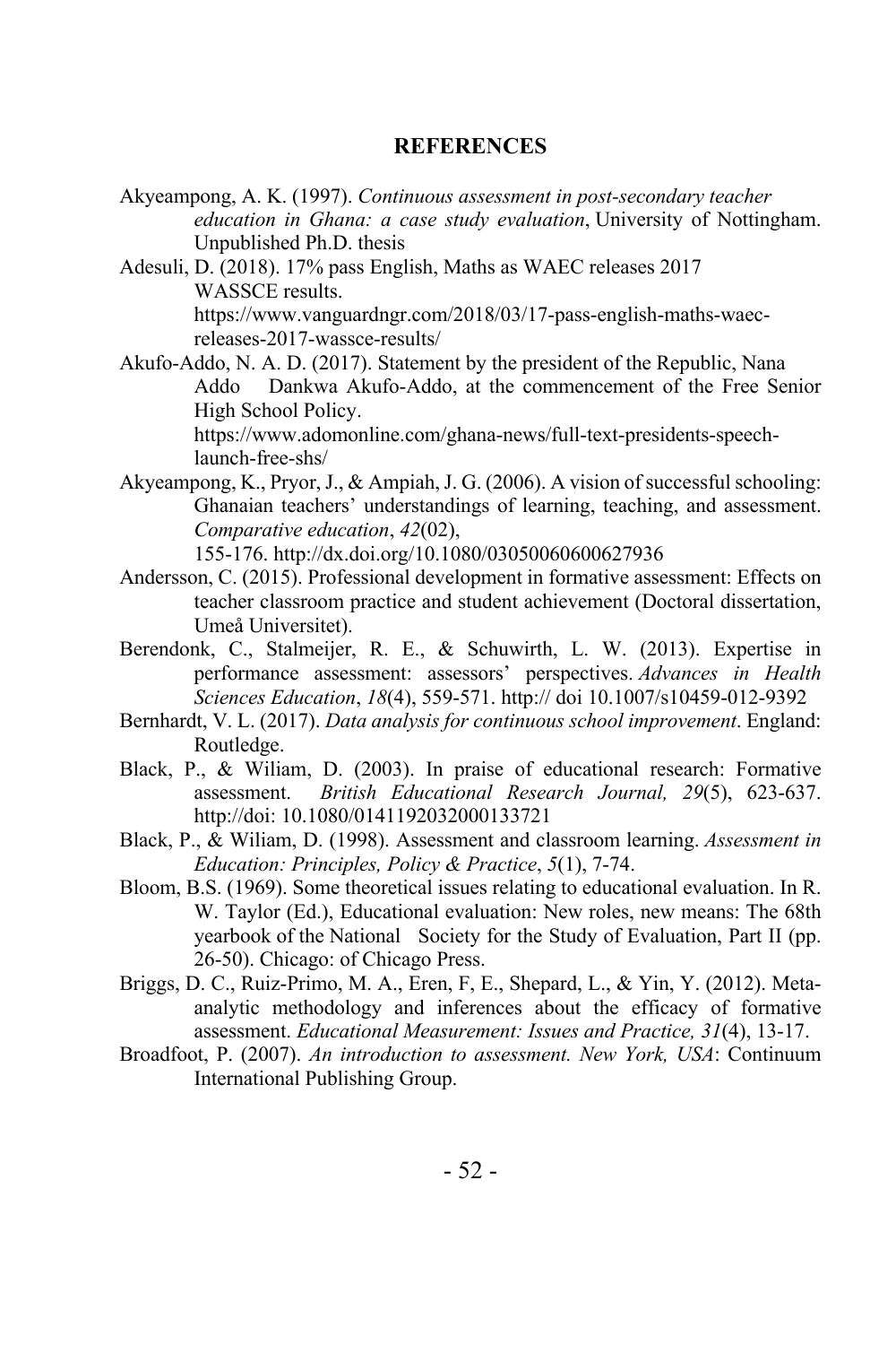**REFERENCES**

Akyeampong, A. K. (1997). *Continuous assessment in post-secondary teacher education in Ghana: a case study evaluation*, University of Nottingham. Unpublished Ph.D. thesis

Adesuli, D. (2018). 17% pass English, Maths as WAEC releases 2017 WASSCE results. https://www.vanguardngr.com/2018/03/17-pass-english-maths-waec-releases-2017-wassce-results/

Akufo-Addo, N. A. D. (2017). Statement by the president of the Republic, Nana Addo Dankwa Akufo-Addo, at the commencement of the Free Senior High School Policy. https://www.adomonline.com/ghana-news/full-text-presidents-speech-launch-free-shs/

Akyeampong, K., Pryor, J., & Ampiah, J. G. (2006). A vision of successful schooling: Ghanaian teachers' understandings of learning, teaching, and assessment. *Comparative education*, *42*(02), 155-176. http://dx.doi.org/10.1080/03050060600627936

Andersson, C. (2015). Professional development in formative assessment: Effects on teacher classroom practice and student achievement (Doctoral dissertation, Umeå Universitet).

Berendonk, C., Stalmeijer, R. E., & Schuwirth, L. W. (2013). Expertise in performance assessment: assessors' perspectives. *Advances in Health Sciences Education*, *18*(4), 559-571. http:// doi 10.1007/s10459-012-9392

Bernhardt, V. L. (2017). *Data analysis for continuous school improvement*. England: Routledge.

Black, P., & Wiliam, D. (2003). In praise of educational research: Formative assessment. *British Educational Research Journal, 29*(5), 623-637. http://doi: 10.1080/0141192032000133721

Black, P., & Wiliam, D. (1998). Assessment and classroom learning. *Assessment in Education: Principles, Policy & Practice*, *5*(1), 7-74.

Bloom, B.S. (1969). Some theoretical issues relating to educational evaluation. In R. W. Taylor (Ed.), Educational evaluation: New roles, new means: The 68th yearbook of the National Society for the Study of Evaluation, Part II (pp. 26-50). Chicago: of Chicago Press.

Briggs, D. C., Ruiz‐Primo, M. A., Eren, F, E., Shepard, L., & Yin, Y. (2012). Meta‐analytic methodology and inferences about the efficacy of formative assessment. *Educational Measurement: Issues and Practice, 31*(4), 13-17.

Broadfoot, P. (2007). *An introduction to assessment. New York, USA*: Continuum International Publishing Group.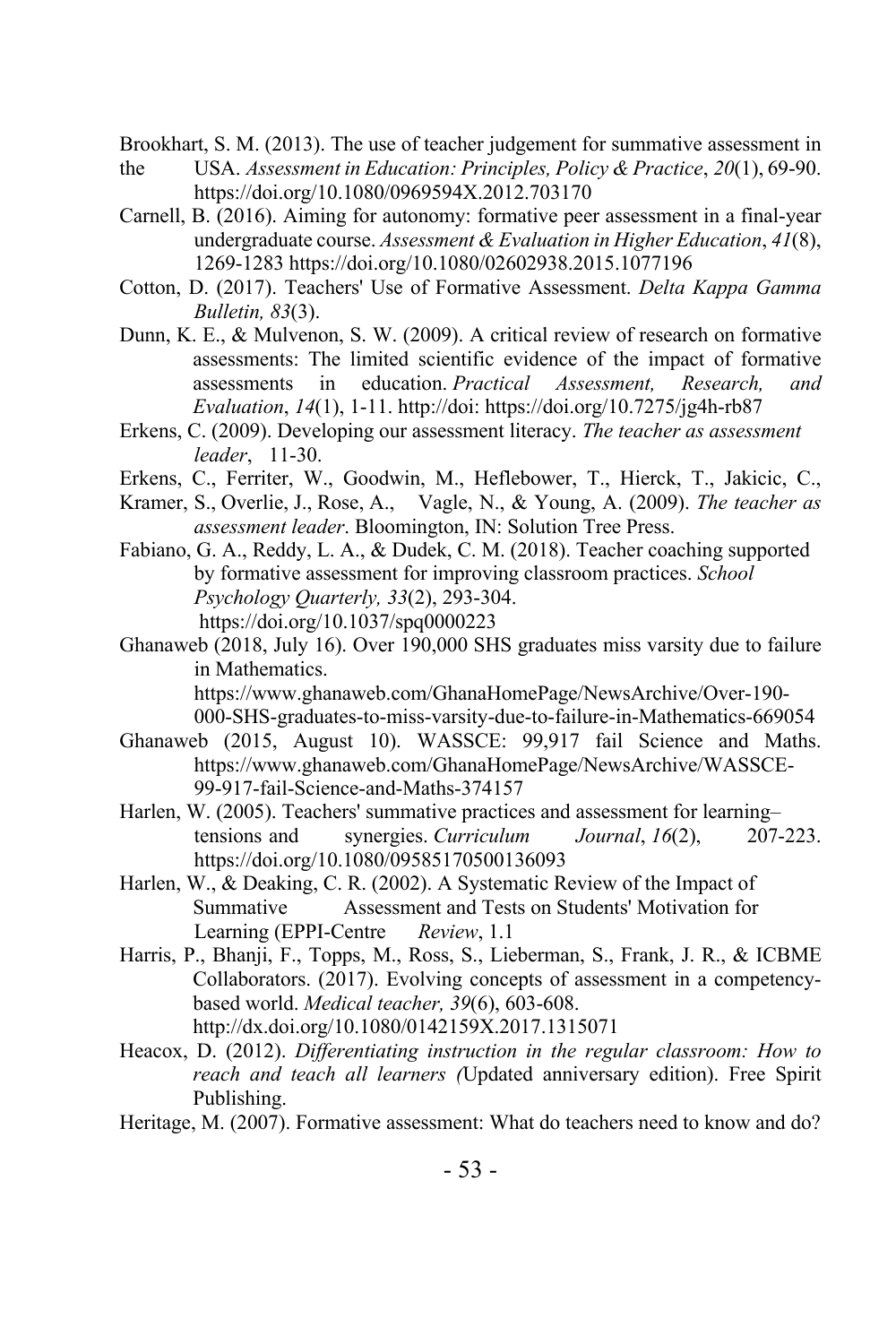Brookhart, S. M. (2013). The use of teacher judgement for summative assessment in the USA. *Assessment in Education: Principles, Policy & Practice*, *20*(1), 69-90. https://doi.org/10.1080/0969594X.2012.703170

Carnell, B. (2016). Aiming for autonomy: formative peer assessment in a final-year undergraduate course. *Assessment & Evaluation in Higher Education*, *41*(8), 1269-1283 https://doi.org/10.1080/02602938.2015.1077196

Cotton, D. (2017). Teachers' Use of Formative Assessment. *Delta Kappa Gamma Bulletin, 83*(3).

Dunn, K. E., & Mulvenon, S. W. (2009). A critical review of research on formative assessments: The limited scientific evidence of the impact of formative assessments in education. *Practical Assessment, Research, and Evaluation*, *14*(1), 1-11. http://doi: https://doi.org/10.7275/jg4h-rb87

Erkens, C. (2009). Developing our assessment literacy. *The teacher as assessment leader*, 11-30.

Erkens, C., Ferriter, W., Goodwin, M., Heflebower, T., Hierck, T., Jakicic, C., Kramer, S., Overlie, J., Rose, A., Vagle, N., & Young, A. (2009). *The teacher as assessment leader*. Bloomington, IN: Solution Tree Press.

Fabiano, G. A., Reddy, L. A., & Dudek, C. M. (2018). Teacher coaching supported by formative assessment for improving classroom practices. *School Psychology Quarterly, 33*(2), 293-304. https://doi.org/10.1037/spq0000223

Ghanaweb (2018, July 16). Over 190,000 SHS graduates miss varsity due to failure in Mathematics. https://www.ghanaweb.com/GhanaHomePage/NewsArchive/Over-190-000-SHS-graduates-to-miss-varsity-due-to-failure-in-Mathematics-669054

Ghanaweb (2015, August 10). WASSCE: 99,917 fail Science and Maths. https://www.ghanaweb.com/GhanaHomePage/NewsArchive/WASSCE-99-917-fail-Science-and-Maths-374157

Harlen, W. (2005). Teachers' summative practices and assessment for learning–tensions and synergies. *Curriculum Journal*, *16*(2), 207-223. https://doi.org/10.1080/09585170500136093

Harlen, W., & Deaking, C. R. (2002). A Systematic Review of the Impact of Summative Assessment and Tests on Students' Motivation for Learning (EPPI-Centre *Review*, 1.1

Harris, P., Bhanji, F., Topps, M., Ross, S., Lieberman, S., Frank, J. R., & ICBME Collaborators. (2017). Evolving concepts of assessment in a competency-based world. *Medical teacher, 39*(6), 603-608. http://dx.doi.org/10.1080/0142159X.2017.1315071

Heacox, D. (2012). *Differentiating instruction in the regular classroom: How to reach and teach all learners (*Updated anniversary edition). Free Spirit Publishing.

Heritage, M. (2007). Formative assessment: What do teachers need to know and do?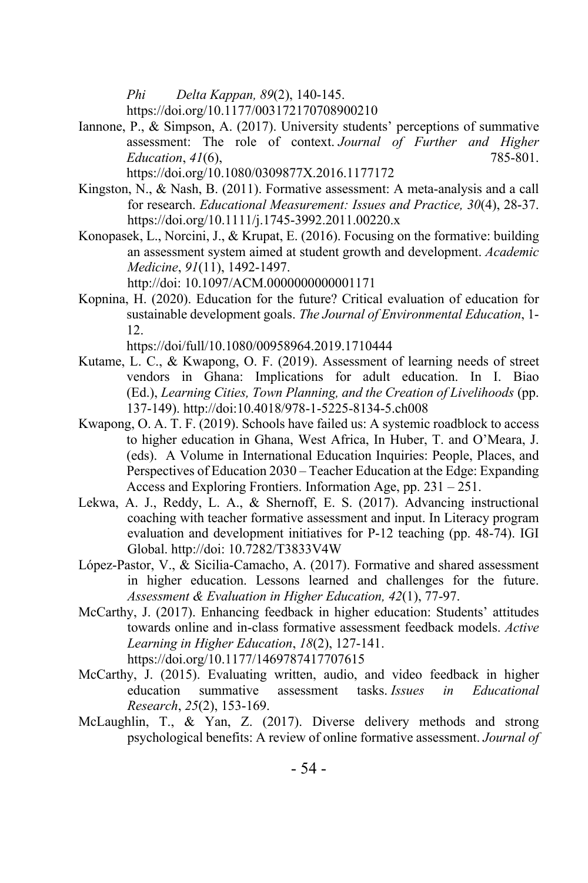*Phi Delta Kappan, 89*(2), 140-145. https://doi.org/10.1177/003172170708900210

Iannone, P., & Simpson, A. (2017). University students' perceptions of summative assessment: The role of context. *Journal of Further and Higher Education*, *41*(6), 785-801. https://doi.org/10.1080/0309877X.2016.1177172

Kingston, N., & Nash, B. (2011). Formative assessment: A meta-analysis and a call for research. *Educational Measurement: Issues and Practice, 30*(4), 28-37. https://doi.org/10.1111/j.1745-3992.2011.00220.x

Konopasek, L., Norcini, J., & Krupat, E. (2016). Focusing on the formative: building an assessment system aimed at student growth and development. *Academic Medicine*, *91*(11), 1492-1497. http://doi: 10.1097/ACM.0000000000001171

Kopnina, H. (2020). Education for the future? Critical evaluation of education for sustainable development goals. *The Journal of Environmental Education*, 1-12. https://doi/full/10.1080/00958964.2019.1710444

Kutame, L. C., & Kwapong, O. F. (2019). Assessment of learning needs of street vendors in Ghana: Implications for adult education. In I. Biao (Ed.), *Learning Cities, Town Planning, and the Creation of Livelihoods* (pp. 137-149). http://doi:10.4018/978-1-5225-8134-5.ch008

Kwapong, O. A. T. F. (2019). Schools have failed us: A systemic roadblock to access to higher education in Ghana, West Africa, In Huber, T. and O'Meara, J. (eds). A Volume in International Education Inquiries: People, Places, and Perspectives of Education 2030 – Teacher Education at the Edge: Expanding Access and Exploring Frontiers. Information Age, pp. 231 – 251.

Lekwa, A. J., Reddy, L. A., & Shernoff, E. S. (2017). Advancing instructional coaching with teacher formative assessment and input. In Literacy program evaluation and development initiatives for P-12 teaching (pp. 48-74). IGI Global. http://doi: 10.7282/T3833V4W

López-Pastor, V., & Sicilia-Camacho, A. (2017). Formative and shared assessment in higher education. Lessons learned and challenges for the future. *Assessment & Evaluation in Higher Education, 42*(1), 77-97.

McCarthy, J. (2017). Enhancing feedback in higher education: Students' attitudes towards online and in-class formative assessment feedback models. *Active Learning in Higher Education*, *18*(2), 127-141. https://doi.org/10.1177/1469787417707615

McCarthy, J. (2015). Evaluating written, audio, and video feedback in higher education summative assessment tasks. *Issues in Educational Research*, *25*(2), 153-169.

McLaughlin, T., & Yan, Z. (2017). Diverse delivery methods and strong psychological benefits: A review of online formative assessment. *Journal of*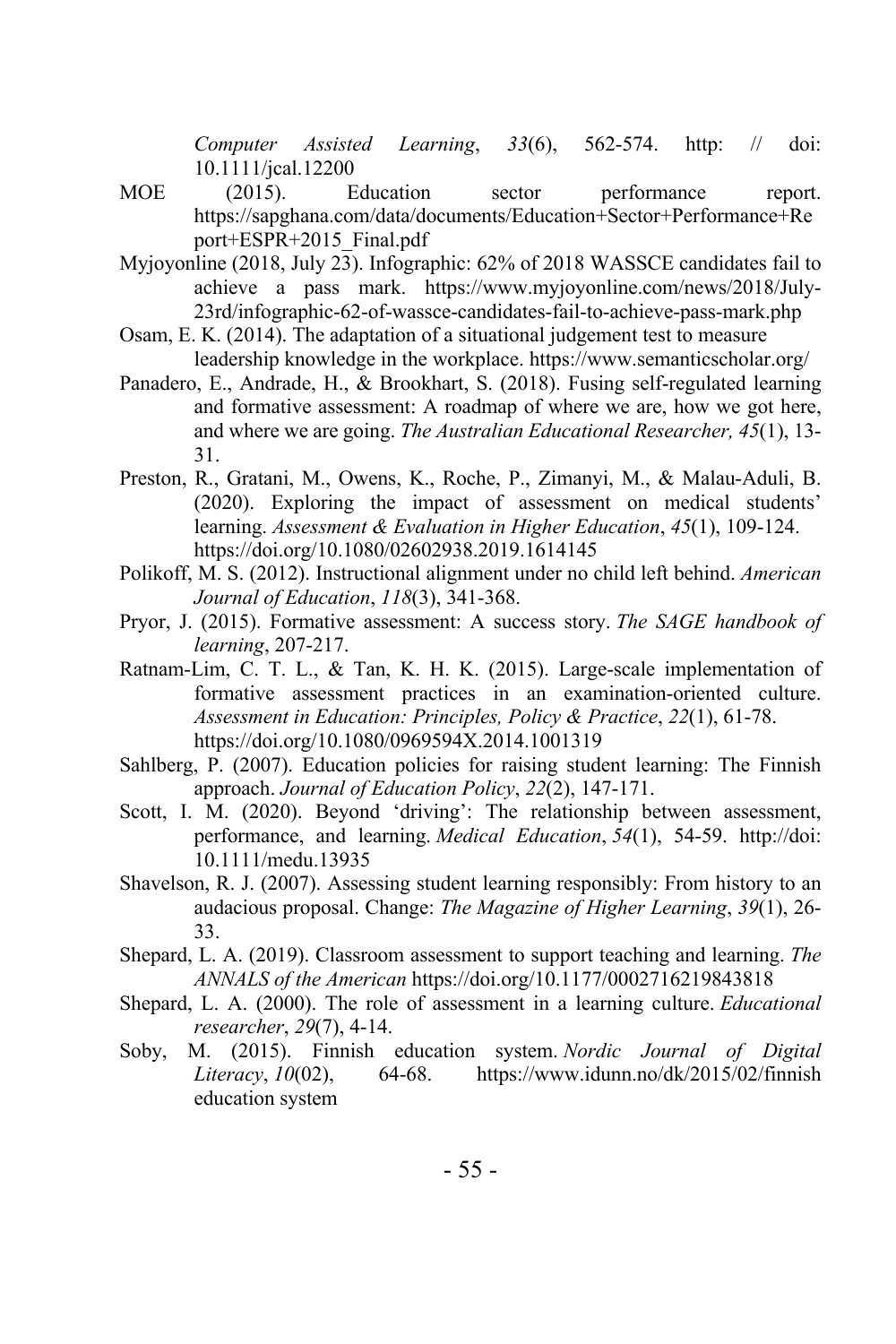*Computer Assisted Learning*, *33*(6), 562-574. http: // doi: 10.1111/jcal.12200

MOE (2015). Education sector performance report. https://sapghana.com/data/documents/Education+Sector+Performance+Report+ESPR+2015_Final.pdf

Myjoyonline (2018, July 23). Infographic: 62% of 2018 WASSCE candidates fail to achieve a pass mark. https://www.myjoyonline.com/news/2018/July-23rd/infographic-62-of-wassce-candidates-fail-to-achieve-pass-mark.php

Osam, E. K. (2014). The adaptation of a situational judgement test to measure leadership knowledge in the workplace. https://www.semanticscholar.org/

Panadero, E., Andrade, H., & Brookhart, S. (2018). Fusing self-regulated learning and formative assessment: A roadmap of where we are, how we got here, and where we are going. *The Australian Educational Researcher, 45*(1), 13-31.

Preston, R., Gratani, M., Owens, K., Roche, P., Zimanyi, M., & Malau-Aduli, B. (2020). Exploring the impact of assessment on medical students' learning. *Assessment & Evaluation in Higher Education*, *45*(1), 109-124. https://doi.org/10.1080/02602938.2019.1614145

Polikoff, M. S. (2012). Instructional alignment under no child left behind. *American Journal of Education*, *118*(3), 341-368.

Pryor, J. (2015). Formative assessment: A success story. *The SAGE handbook of learning*, 207-217.

Ratnam-Lim, C. T. L., & Tan, K. H. K. (2015). Large-scale implementation of formative assessment practices in an examination-oriented culture. *Assessment in Education: Principles, Policy & Practice*, *22*(1), 61-78. https://doi.org/10.1080/0969594X.2014.1001319

Sahlberg, P. (2007). Education policies for raising student learning: The Finnish approach. *Journal of Education Policy*, *22*(2), 147-171.

Scott, I. M. (2020). Beyond 'driving': The relationship between assessment, performance, and learning. *Medical Education*, *54*(1), 54-59. http://doi: 10.1111/medu.13935

Shavelson, R. J. (2007). Assessing student learning responsibly: From history to an audacious proposal. Change: *The Magazine of Higher Learning*, *39*(1), 26-33.

Shepard, L. A. (2019). Classroom assessment to support teaching and learning. *The ANNALS of the American* https://doi.org/10.1177/0002716219843818

Shepard, L. A. (2000). The role of assessment in a learning culture. *Educational researcher*, *29*(7), 4-14.

Soby, M. (2015). Finnish education system. *Nordic Journal of Digital Literacy*, *10*(02), 64-68. https://www.idunn.no/dk/2015/02/finnish education system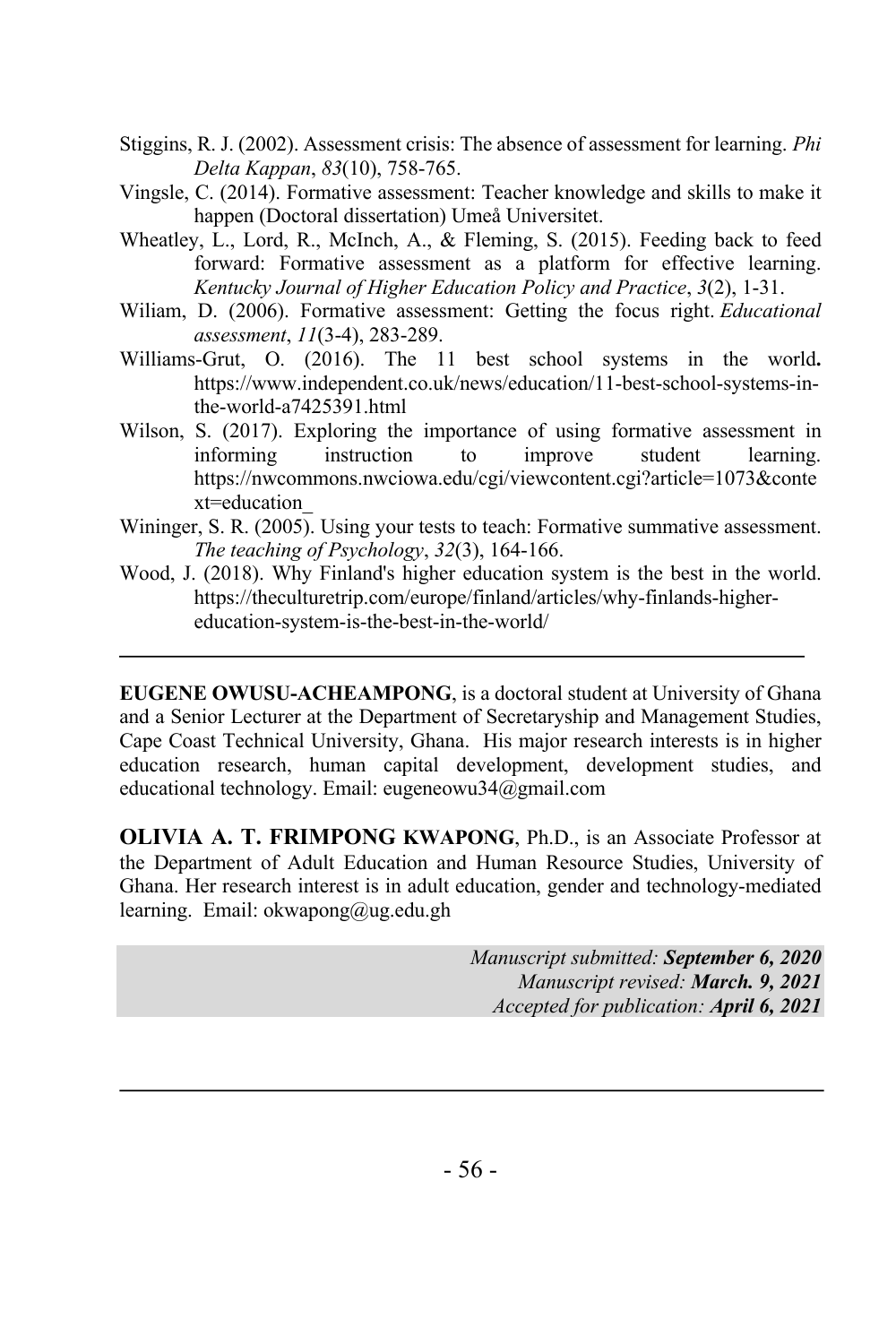Stiggins, R. J. (2002). Assessment crisis: The absence of assessment for learning. *Phi Delta Kappan*, *83*(10), 758-765.

Vingsle, C. (2014). Formative assessment: Teacher knowledge and skills to make it happen (Doctoral dissertation) Umeå Universitet.

Wheatley, L., Lord, R., McInch, A., & Fleming, S. (2015). Feeding back to feed forward: Formative assessment as a platform for effective learning. *Kentucky Journal of Higher Education Policy and Practice*, *3*(2), 1-31.

Wiliam, D. (2006). Formative assessment: Getting the focus right. *Educational assessment*, *11*(3-4), 283-289.

Williams-Grut, O. (2016). The 11 best school systems in the world**.** https://www.independent.co.uk/news/education/11-best-school-systems-in-the-world-a7425391.html

Wilson, S. (2017). Exploring the importance of using formative assessment in informing instruction to improve student learning. https://nwcommons.nwciowa.edu/cgi/viewcontent.cgi?article=1073&context=education_

Wininger, S. R. (2005). Using your tests to teach: Formative summative assessment. *The teaching of Psychology*, *32*(3), 164-166.

Wood, J. (2018). Why Finland's higher education system is the best in the world. https://theculturetrip.com/europe/finland/articles/why-finlands-higher-education-system-is-the-best-in-the-world/

---

**EUGENE OWUSU-ACHEAMPONG**, is a doctoral student at University of Ghana and a Senior Lecturer at the Department of Secretaryship and Management Studies, Cape Coast Technical University, Ghana. His major research interests is in higher education research, human capital development, development studies, and educational technology. Email: eugeneowu34@gmail.com

**OLIVIA A. T. FRIMPONG KWAPONG**, Ph.D., is an Associate Professor at the Department of Adult Education and Human Resource Studies, University of Ghana. Her research interest is in adult education, gender and technology-mediated learning. Email: okwapong@ug.edu.gh

*Manuscript submitted:* ***September 6, 2020***
*Manuscript revised:* ***March. 9, 2021***
*Accepted for publication:* ***April 6, 2021***